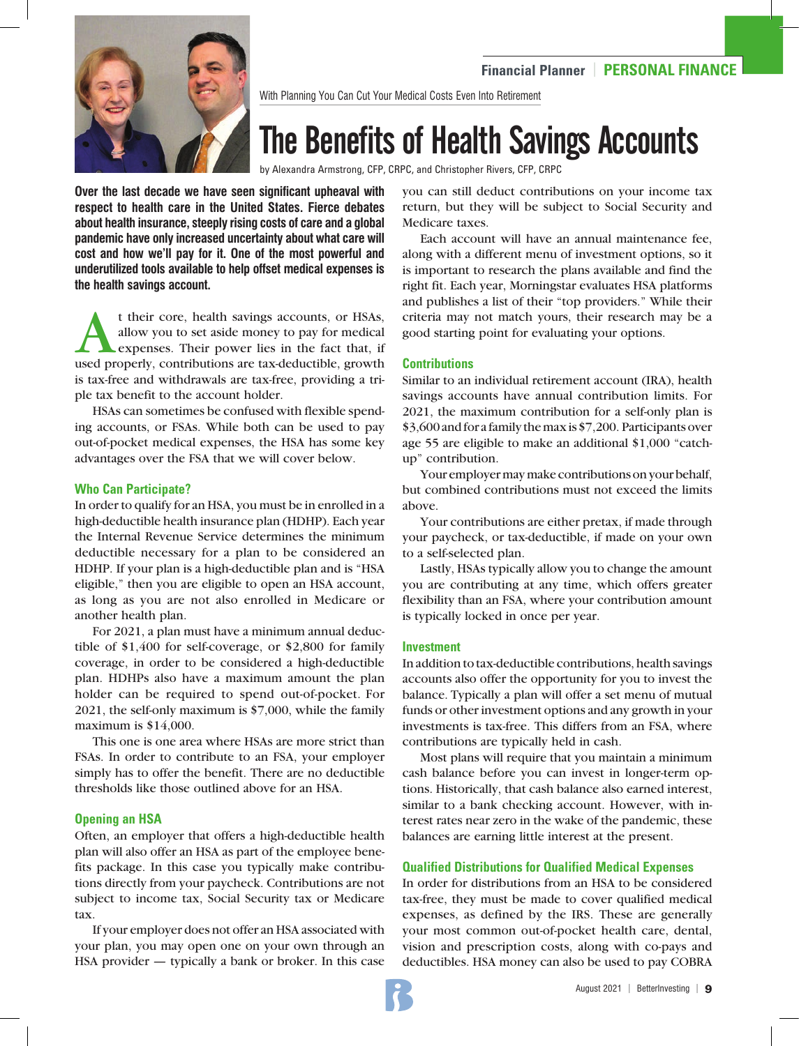With Planning You Can Cut Your Medical Costs Even Into Retirement

# The Benefits of Health Savings Accounts

by Alexandra Armstrong, CFP, CRPC, and Christopher Rivers, CFP, CRPC

**Over the last decade we have seen significant upheaval with respect to health care in the United States. Fierce debates about health insurance, steeply rising costs of care and a global pandemic have only increased uncertainty about what care will cost and how we'll pay for it. One of the most powerful and underutilized tools available to help offset medical expenses is the health savings account.**

At their core, health savings accounts, or HSAs, allow you to set aside money to pay for medical expenses. Their power lies in the fact that, if used properly, contributions are tax-deductible, growth is tax-free and withdrawals are tax-free, providing a triple tax benefit to the account holder.

HSAs can sometimes be confused with flexible spending accounts, or FSAs. While both can be used to pay out-of-pocket medical expenses, the HSA has some key advantages over the FSA that we will cover below.

### Who Can Participate?

In order to qualify for an HSA, you must be in enrolled in a high-deductible health insurance plan (HDHP). Each year the Internal Revenue Service determines the minimum deductible necessary for a plan to be considered an HDHP. If your plan is a high-deductible plan and is "HSA eligible," then you are eligible to open an HSA account, as long as you are not also enrolled in Medicare or another health plan.

For 2021, a plan must have a minimum annual deductible of $1,400 for self-coverage, or $2,800 for family coverage, in order to be considered a high-deductible plan. HDHPs also have a maximum amount the plan holder can be required to spend out-of-pocket. For 2021, the self-only maximum is $7,000, while the family maximum is $14,000.

This one is one area where HSAs are more strict than FSAs. In order to contribute to an FSA, your employer simply has to offer the benefit. There are no deductible thresholds like those outlined above for an HSA.

### Opening an HSA

Often, an employer that offers a high-deductible health plan will also offer an HSA as part of the employee benefits package. In this case you typically make contributions directly from your paycheck. Contributions are not subject to income tax, Social Security tax or Medicare tax.

If your employer does not offer an HSA associated with your plan, you may open one on your own through an HSA provider — typically a bank or broker. In this case you can still deduct contributions on your income tax return, but they will be subject to Social Security and Medicare taxes.

Each account will have an annual maintenance fee, along with a different menu of investment options, so it is important to research the plans available and find the right fit. Each year, Morningstar evaluates HSA platforms and publishes a list of their "top providers." While their criteria may not match yours, their research may be a good starting point for evaluating your options.

### Contributions

Similar to an individual retirement account (IRA), health savings accounts have annual contribution limits. For 2021, the maximum contribution for a self-only plan is $3,600 and for a family the max is $7,200. Participants over age 55 are eligible to make an additional $1,000 "catch-up" contribution.

Your employer may make contributions on your behalf, but combined contributions must not exceed the limits above.

Your contributions are either pretax, if made through your paycheck, or tax-deductible, if made on your own to a self-selected plan.

Lastly, HSAs typically allow you to change the amount you are contributing at any time, which offers greater flexibility than an FSA, where your contribution amount is typically locked in once per year.

### Investment

In addition to tax-deductible contributions, health savings accounts also offer the opportunity for you to invest the balance. Typically a plan will offer a set menu of mutual funds or other investment options and any growth in your investments is tax-free. This differs from an FSA, where contributions are typically held in cash.

Most plans will require that you maintain a minimum cash balance before you can invest in longer-term options. Historically, that cash balance also earned interest, similar to a bank checking account. However, with interest rates near zero in the wake of the pandemic, these balances are earning little interest at the present.

### Qualified Distributions for Qualified Medical Expenses

In order for distributions from an HSA to be considered tax-free, they must be made to cover qualified medical expenses, as defined by the IRS. These are generally your most common out-of-pocket health care, dental, vision and prescription costs, along with co-pays and deductibles. HSA money can also be used to pay COBRA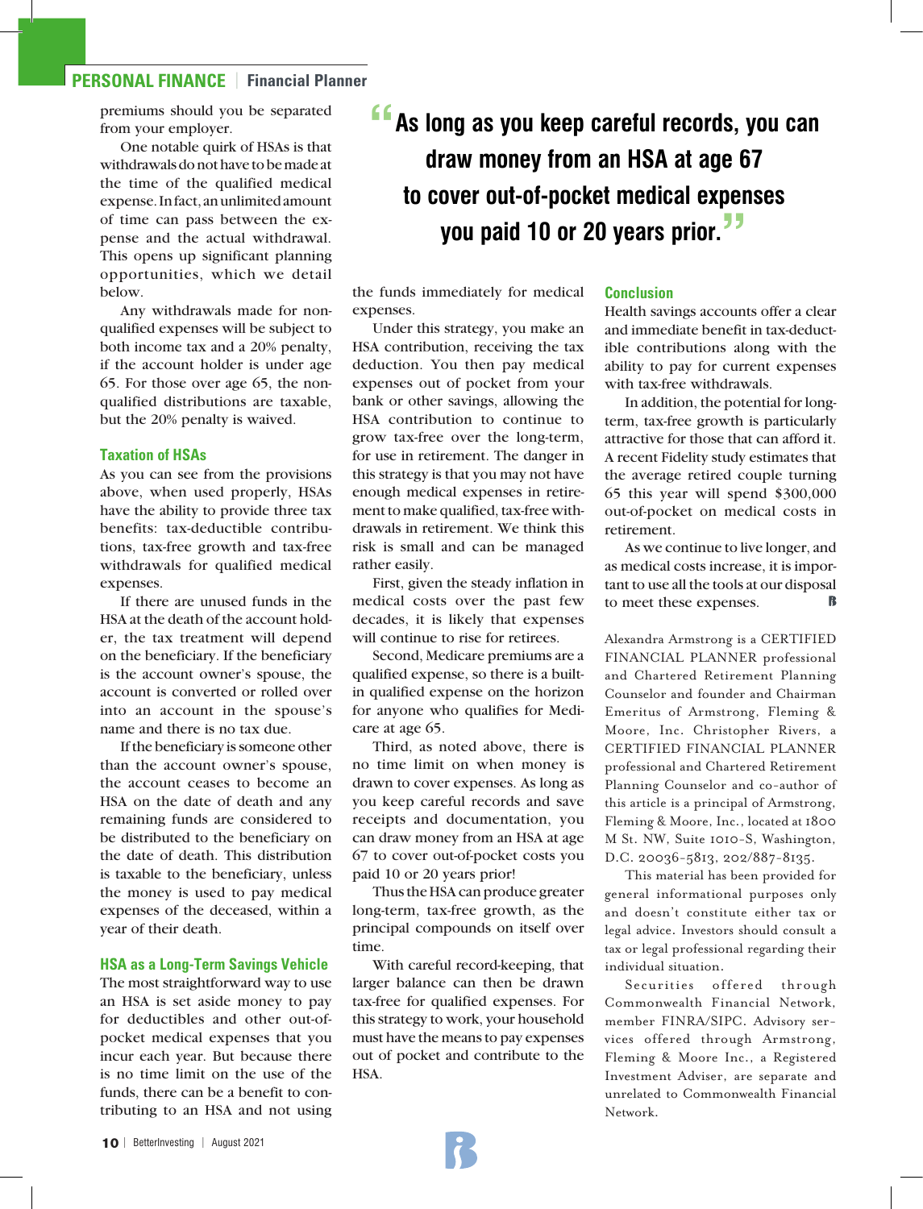premiums should you be separated from your employer.

One notable quirk of HSAs is that withdrawals do not have to be made at the time of the qualified medical expense. In fact, an unlimited amount of time can pass between the expense and the actual withdrawal. This opens up significant planning opportunities, which we detail below.

Any withdrawals made for nonqualified expenses will be subject to both income tax and a 20% penalty, if the account holder is under age 65. For those over age 65, the nonqualified distributions are taxable, but the 20% penalty is waived.

### Taxation of HSAs

As you can see from the provisions above, when used properly, HSAs have the ability to provide three tax benefits: tax-deductible contributions, tax-free growth and tax-free withdrawals for qualified medical expenses.

If there are unused funds in the HSA at the death of the account holder, the tax treatment will depend on the beneficiary. If the beneficiary is the account owner's spouse, the account is converted or rolled over into an account in the spouse's name and there is no tax due.

If the beneficiary is someone other than the account owner's spouse, the account ceases to become an HSA on the date of death and any remaining funds are considered to be distributed to the beneficiary on the date of death. This distribution is taxable to the beneficiary, unless the money is used to pay medical expenses of the deceased, within a year of their death.

### HSA as a Long-Term Savings Vehicle

The most straightforward way to use an HSA is set aside money to pay for deductibles and other out-of-pocket medical expenses that you incur each year. But because there is no time limit on the use of the funds, there can be a benefit to contributing to an HSA and not using the funds immediately for medical expenses.

Under this strategy, you make an HSA contribution, receiving the tax deduction. You then pay medical expenses out of pocket from your bank or other savings, allowing the HSA contribution to continue to grow tax-free over the long-term, for use in retirement. The danger in this strategy is that you may not have enough medical expenses in retirement to make qualified, tax-free withdrawals in retirement. We think this risk is small and can be managed rather easily.

First, given the steady inflation in medical costs over the past few decades, it is likely that expenses will continue to rise for retirees.

Second, Medicare premiums are a qualified expense, so there is a built-in qualified expense on the horizon for anyone who qualifies for Medicare at age 65.

Third, as noted above, there is no time limit on when money is drawn to cover expenses. As long as you keep careful records and save receipts and documentation, you can draw money from an HSA at age 67 to cover out-of-pocket costs you paid 10 or 20 years prior!

> "As long as you keep careful records, you can draw money from an HSA at age 67 to cover out-of-pocket medical expenses you paid 10 or 20 years prior."

Thus the HSA can produce greater long-term, tax-free growth, as the principal compounds on itself over time.

With careful record-keeping, that larger balance can then be drawn tax-free for qualified expenses. For this strategy to work, your household must have the means to pay expenses out of pocket and contribute to the HSA.

### Conclusion

Health savings accounts offer a clear and immediate benefit in tax-deductible contributions along with the ability to pay for current expenses with tax-free withdrawals.

In addition, the potential for long-term, tax-free growth is particularly attractive for those that can afford it. A recent Fidelity study estimates that the average retired couple turning 65 this year will spend $300,000 out-of-pocket on medical costs in retirement.

As we continue to live longer, and as medical costs increase, it is important to use all the tools at our disposal to meet these expenses.

Alexandra Armstrong is a CERTIFIED FINANCIAL PLANNER professional and Chartered Retirement Planning Counselor and founder and Chairman Emeritus of Armstrong, Fleming & Moore, Inc. Christopher Rivers, a CERTIFIED FINANCIAL PLANNER professional and Chartered Retirement Planning Counselor and co-author of this article is a principal of Armstrong, Fleming & Moore, Inc., located at 1800 M St. NW, Suite 1010-S, Washington, D.C. 20036-5813, 202/887-8135.

This material has been provided for general informational purposes only and doesn't constitute either tax or legal advice. Investors should consult a tax or legal professional regarding their individual situation.

Securities offered through Commonwealth Financial Network, member FINRA/SIPC. Advisory services offered through Armstrong, Fleming & Moore Inc., a Registered Investment Adviser, are separate and unrelated to Commonwealth Financial Network.